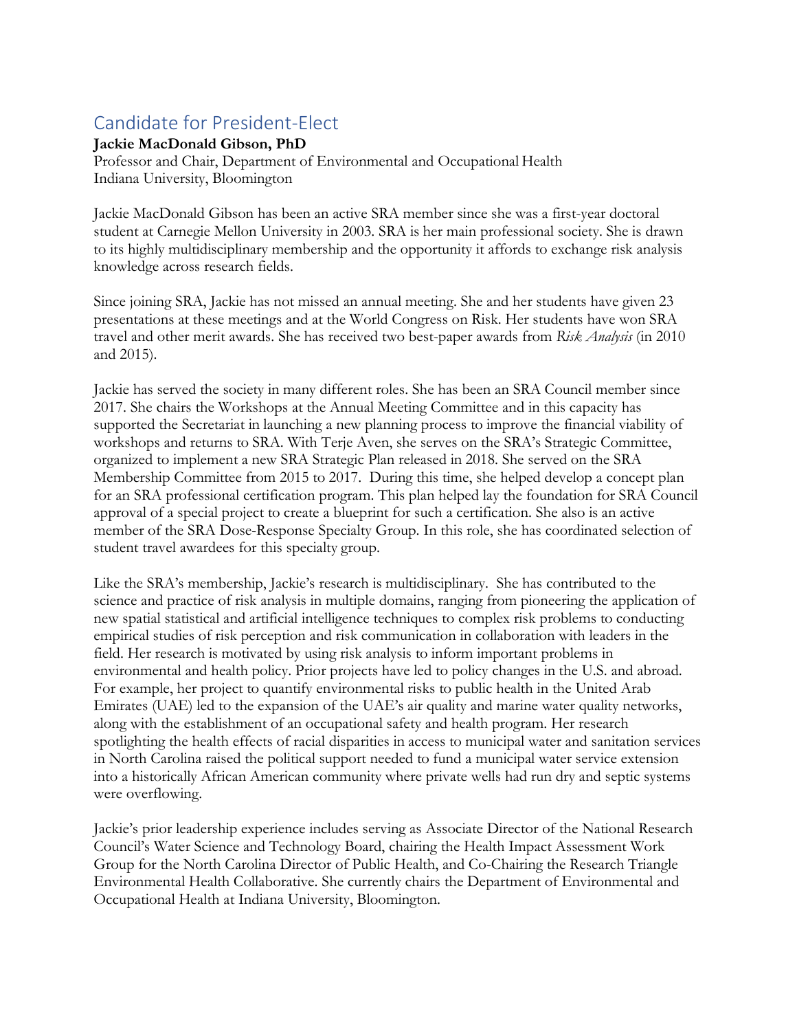# Candidate for President-Elect

**Jackie MacDonald Gibson, PhD**
Professor and Chair, Department of Environmental and Occupational Health
Indiana University, Bloomington

Jackie MacDonald Gibson has been an active SRA member since she was a first-year doctoral student at Carnegie Mellon University in 2003. SRA is her main professional society. She is drawn to its highly multidisciplinary membership and the opportunity it affords to exchange risk analysis knowledge across research fields.

Since joining SRA, Jackie has not missed an annual meeting. She and her students have given 23 presentations at these meetings and at the World Congress on Risk. Her students have won SRA travel and other merit awards. She has received two best-paper awards from *Risk Analysis* (in 2010 and 2015).

Jackie has served the society in many different roles. She has been an SRA Council member since 2017. She chairs the Workshops at the Annual Meeting Committee and in this capacity has supported the Secretariat in launching a new planning process to improve the financial viability of workshops and returns to SRA. With Terje Aven, she serves on the SRA's Strategic Committee, organized to implement a new SRA Strategic Plan released in 2018. She served on the SRA Membership Committee from 2015 to 2017. During this time, she helped develop a concept plan for an SRA professional certification program. This plan helped lay the foundation for SRA Council approval of a special project to create a blueprint for such a certification. She also is an active member of the SRA Dose-Response Specialty Group. In this role, she has coordinated selection of student travel awardees for this specialty group.

Like the SRA's membership, Jackie's research is multidisciplinary. She has contributed to the science and practice of risk analysis in multiple domains, ranging from pioneering the application of new spatial statistical and artificial intelligence techniques to complex risk problems to conducting empirical studies of risk perception and risk communication in collaboration with leaders in the field. Her research is motivated by using risk analysis to inform important problems in environmental and health policy. Prior projects have led to policy changes in the U.S. and abroad. For example, her project to quantify environmental risks to public health in the United Arab Emirates (UAE) led to the expansion of the UAE's air quality and marine water quality networks, along with the establishment of an occupational safety and health program. Her research spotlighting the health effects of racial disparities in access to municipal water and sanitation services in North Carolina raised the political support needed to fund a municipal water service extension into a historically African American community where private wells had run dry and septic systems were overflowing.

Jackie's prior leadership experience includes serving as Associate Director of the National Research Council's Water Science and Technology Board, chairing the Health Impact Assessment Work Group for the North Carolina Director of Public Health, and Co-Chairing the Research Triangle Environmental Health Collaborative. She currently chairs the Department of Environmental and Occupational Health at Indiana University, Bloomington.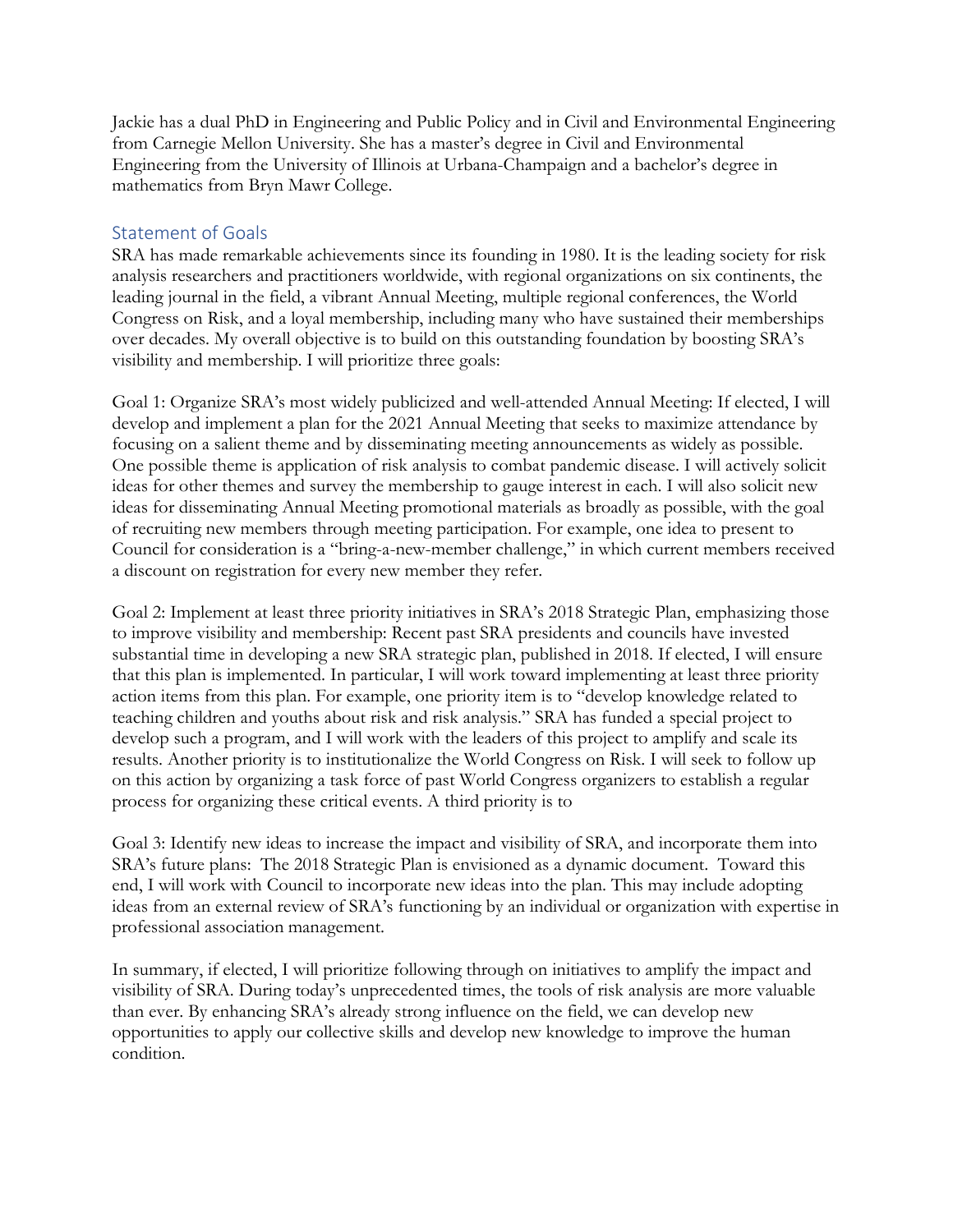Jackie has a dual PhD in Engineering and Public Policy and in Civil and Environmental Engineering from Carnegie Mellon University. She has a master's degree in Civil and Environmental Engineering from the University of Illinois at Urbana-Champaign and a bachelor's degree in mathematics from Bryn Mawr College.

## Statement of Goals

SRA has made remarkable achievements since its founding in 1980. It is the leading society for risk analysis researchers and practitioners worldwide, with regional organizations on six continents, the leading journal in the field, a vibrant Annual Meeting, multiple regional conferences, the World Congress on Risk, and a loyal membership, including many who have sustained their memberships over decades. My overall objective is to build on this outstanding foundation by boosting SRA's visibility and membership. I will prioritize three goals:

Goal 1: Organize SRA's most widely publicized and well-attended Annual Meeting: If elected, I will develop and implement a plan for the 2021 Annual Meeting that seeks to maximize attendance by focusing on a salient theme and by disseminating meeting announcements as widely as possible. One possible theme is application of risk analysis to combat pandemic disease. I will actively solicit ideas for other themes and survey the membership to gauge interest in each. I will also solicit new ideas for disseminating Annual Meeting promotional materials as broadly as possible, with the goal of recruiting new members through meeting participation. For example, one idea to present to Council for consideration is a "bring-a-new-member challenge," in which current members received a discount on registration for every new member they refer.

Goal 2: Implement at least three priority initiatives in SRA's 2018 Strategic Plan, emphasizing those to improve visibility and membership: Recent past SRA presidents and councils have invested substantial time in developing a new SRA strategic plan, published in 2018. If elected, I will ensure that this plan is implemented. In particular, I will work toward implementing at least three priority action items from this plan. For example, one priority item is to "develop knowledge related to teaching children and youths about risk and risk analysis." SRA has funded a special project to develop such a program, and I will work with the leaders of this project to amplify and scale its results. Another priority is to institutionalize the World Congress on Risk. I will seek to follow up on this action by organizing a task force of past World Congress organizers to establish a regular process for organizing these critical events. A third priority is to

Goal 3: Identify new ideas to increase the impact and visibility of SRA, and incorporate them into SRA's future plans: The 2018 Strategic Plan is envisioned as a dynamic document. Toward this end, I will work with Council to incorporate new ideas into the plan. This may include adopting ideas from an external review of SRA's functioning by an individual or organization with expertise in professional association management.

In summary, if elected, I will prioritize following through on initiatives to amplify the impact and visibility of SRA. During today's unprecedented times, the tools of risk analysis are more valuable than ever. By enhancing SRA's already strong influence on the field, we can develop new opportunities to apply our collective skills and develop new knowledge to improve the human condition.